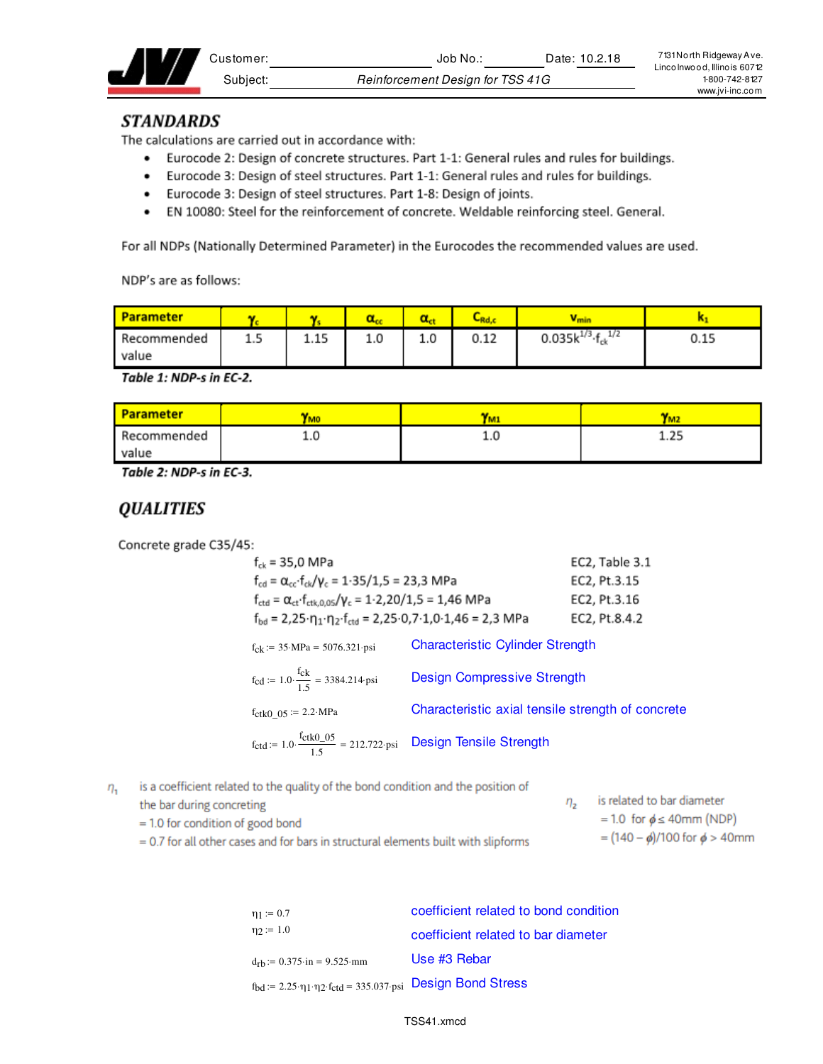Customer: ____________ Job No.: ________ Date: 10.2.18

Subject: *Reinforcement Design for TSS 41G*

7131 North Ridgeway Ave.
Lincolnwood, Illinois 60712
1-800-742-8127
www.jvi-inc.com

## STANDARDS

The calculations are carried out in accordance with:

- Eurocode 2: Design of concrete structures. Part 1-1: General rules and rules for buildings.
- Eurocode 3: Design of steel structures. Part 1-1: General rules and rules for buildings.
- Eurocode 3: Design of steel structures. Part 1-8: Design of joints.
- EN 10080: Steel for the reinforcement of concrete. Weldable reinforcing steel. General.

For all NDPs (Nationally Determined Parameter) in the Eurocodes the recommended values are used.

NDP's are as follows:

| Parameter | $\gamma_c$ | $\gamma_s$ | $\alpha_{cc}$ | $\alpha_{ct}$ | $C_{Rd,c}$ | $v_{min}$ | $k_1$ |
|---|---|---|---|---|---|---|---|
| Recommended value | 1.5 | 1.15 | 1.0 | 1.0 | 0.12 | $0.035k^{1/3}\cdot f_{ck}^{1/2}$ | 0.15 |

***Table 1: NDP-s in EC-2.***

| Parameter | $\gamma_{M0}$ | $\gamma_{M1}$ | $\gamma_{M2}$ |
|---|---|---|---|
| Recommended value | 1.0 | 1.0 | 1.25 |

***Table 2: NDP-s in EC-3.***

## QUALITIES

Concrete grade C35/45:

| | |
|---|---|
| $f_{ck} = 35{,}0$ MPa | EC2, Table 3.1 |
| $f_{cd} = \alpha_{cc}\cdot f_{ck}/\gamma_c = 1\cdot 35/1{,}5 = 23{,}3$ MPa | EC2, Pt.3.15 |
| $f_{ctd} = \alpha_{ct}\cdot f_{ctk,0,05}/\gamma_c = 1\cdot 2{,}20/1{,}5 = 1{,}46$ MPa | EC2, Pt.3.16 |
| $f_{bd} = 2{,}25\cdot\eta_1\cdot\eta_2\cdot f_{ctd} = 2{,}25\cdot 0{,}7\cdot 1{,}0\cdot 1{,}46 = 2{,}3$ MPa | EC2, Pt.8.4.2 |

$f_{ck} := 35\cdot MPa = 5076.321\cdot psi$ — Characteristic Cylinder Strength

$f_{cd} := 1.0\cdot\frac{f_{ck}}{1.5} = 3384.214\cdot psi$ — Design Compressive Strength

$f_{ctk0\_05} := 2.2\cdot MPa$ — Characteristic axial tensile strength of concrete

$f_{ctd} := 1.0\cdot\frac{f_{ctk0\_05}}{1.5} = 212.722\cdot psi$ — Design Tensile Strength

$\eta_1$ is a coefficient related to the quality of the bond condition and the position of the bar during concreting
= 1.0 for condition of good bond
= 0.7 for all other cases and for bars in structural elements built with slipforms

$\eta_2$ is related to bar diameter
= 1.0 for $\phi \le 40$mm (NDP)
= $(140 - \phi)/100$ for $\phi > 40$mm

$\eta_1 := 0.7$ — coefficient related to bond condition

$\eta_2 := 1.0$ — coefficient related to bar diameter

$d_{rb} := 0.375\cdot in = 9.525\cdot mm$ — Use #3 Rebar

$f_{bd} := 2.25\cdot\eta_1\cdot\eta_2\cdot f_{ctd} = 335.037\cdot psi$ — Design Bond Stress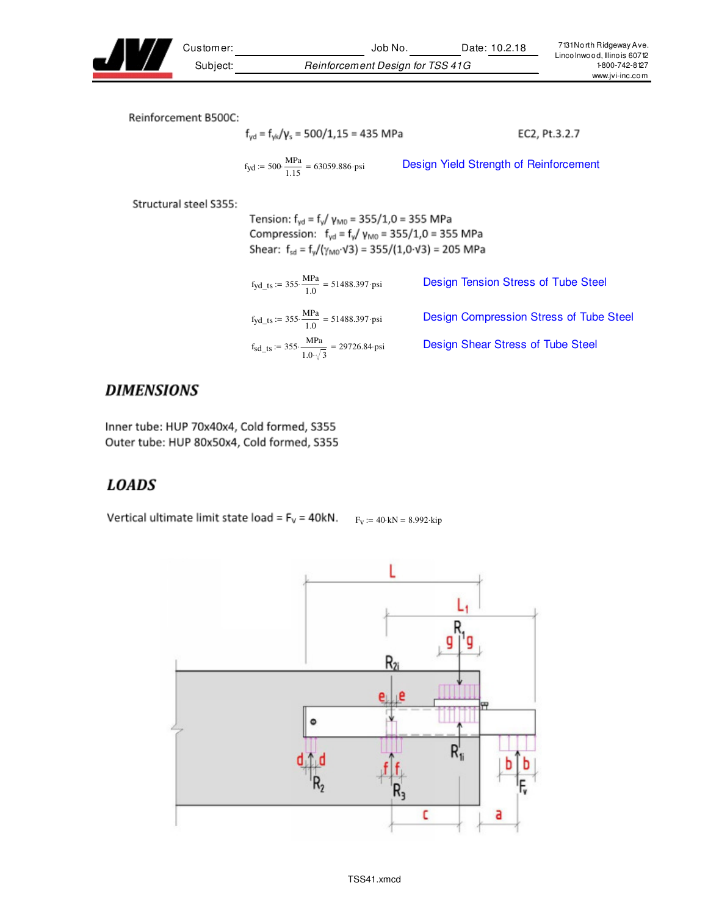Reinforcement B500C:

$f_{yd} = f_{yk}/\gamma_s = 500/1{,}15 = 435$ MPa  EC2, Pt.3.2.7

$fyd := 500 \cdot \frac{MPa}{1.15} = 63059.886 \cdot psi$  Design Yield Strength of Reinforcement

Structural steel S355:

Tension: $f_{yd} = f_y/\gamma_{M0} = 355/1{,}0 = 355$ MPa
Compression: $f_{yd} = f_y/\gamma_{M0} = 355/1{,}0 = 355$ MPa
Shear: $f_{sd} = f_y/(\gamma_{M0}\cdot\sqrt{3}) = 355/(1{,}0\cdot\sqrt{3}) = 205$ MPa

$fyd\_ts := 355 \cdot \frac{MPa}{1.0} = 51488.397 \cdot psi$  Design Tension Stress of Tube Steel

$fyd\_ts := 355 \cdot \frac{MPa}{1.0} = 51488.397 \cdot psi$  Design Compression Stress of Tube Steel

$fsd\_ts := 355 \cdot \frac{MPa}{1.0 \cdot \sqrt{3}} = 29726.84 \cdot psi$  Design Shear Stress of Tube Steel

## *DIMENSIONS*

Inner tube: HUP 70x40x4, Cold formed, S355
Outer tube: HUP 80x50x4, Cold formed, S355

## *LOADS*

Vertical ultimate limit state load = $F_V$ = 40kN.  $F_V := 40 \cdot kN = 8.992 \cdot kip$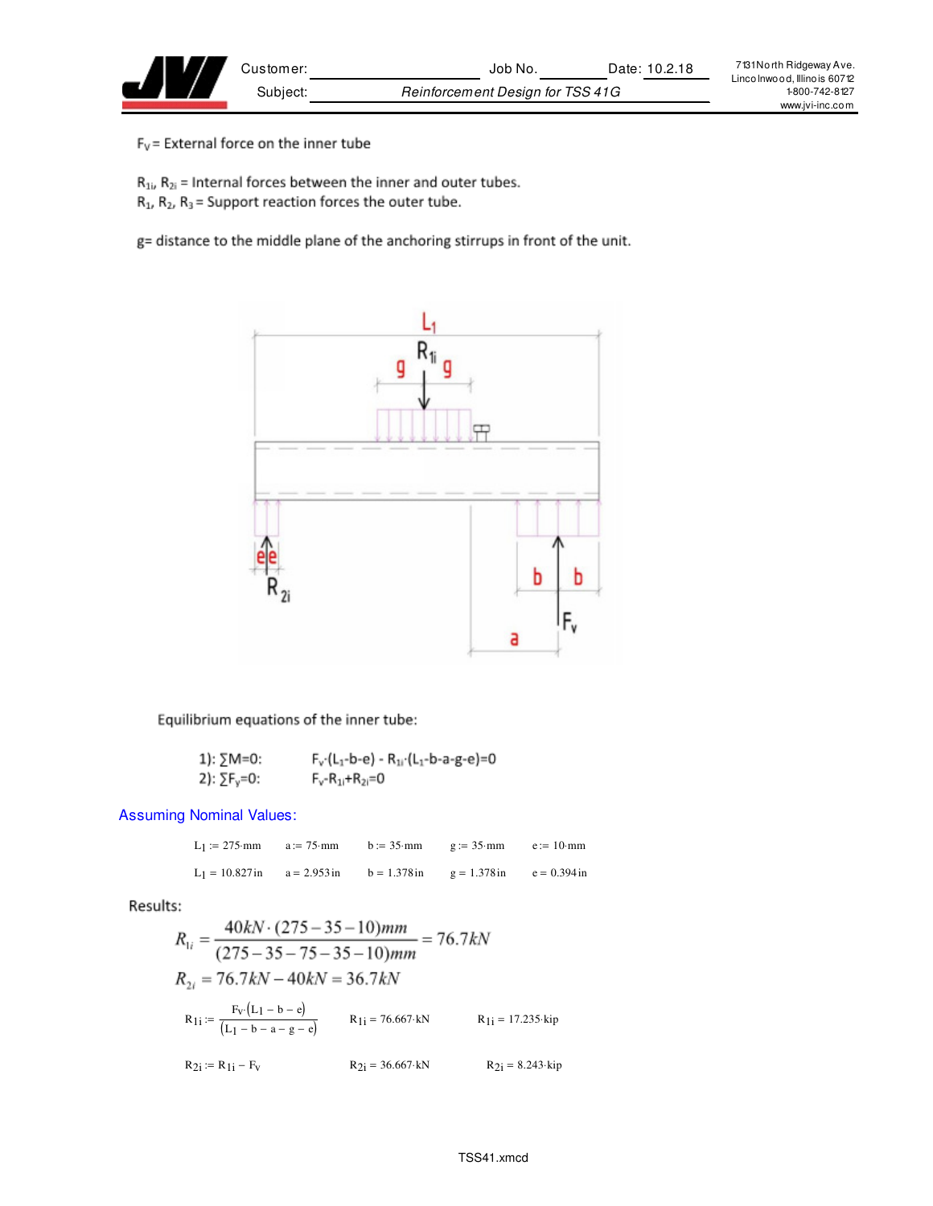$F_V$ = External force on the inner tube

$R_{1i}$, $R_{2i}$ = Internal forces between the inner and outer tubes.
$R_1$, $R_2$, $R_3$ = Support reaction forces the outer tube.

g= distance to the middle plane of the anchoring stirrups in front of the unit.

Equilibrium equations of the inner tube:

1): $\sum M=0$: $\quad F_v \cdot (L_1-b-e) - R_{1i} \cdot (L_1-b-a-g-e)=0$

2): $\sum F_y=0$: $\quad F_v - R_{1i} + R_{2i}=0$

## Assuming Nominal Values:

| | | | | |
|---|---|---|---|---|
| $L_1 := 275 \cdot mm$ | $a := 75 \cdot mm$ | $b := 35 \cdot mm$ | $g := 35 \cdot mm$ | $e := 10 \cdot mm$ |
| $L_1 = 10.827 in$ | $a = 2.953 in$ | $b = 1.378 in$ | $g = 1.378 in$ | $e = 0.394 in$ |

Results:

$$R_{1i} = \frac{40kN \cdot (275-35-10)mm}{(275-35-75-35-10)mm} = 76.7kN$$

$$R_{2i} = 76.7kN - 40kN = 36.7kN$$

$$R_{1i} := \frac{F_V \cdot (L_1 - b - e)}{(L_1 - b - a - g - e)} \qquad R_{1i} = 76.667 \cdot kN \qquad R_{1i} = 17.235 \cdot kip$$

$$R_{2i} := R_{1i} - F_V \qquad R_{2i} = 36.667 \cdot kN \qquad R_{2i} = 8.243 \cdot kip$$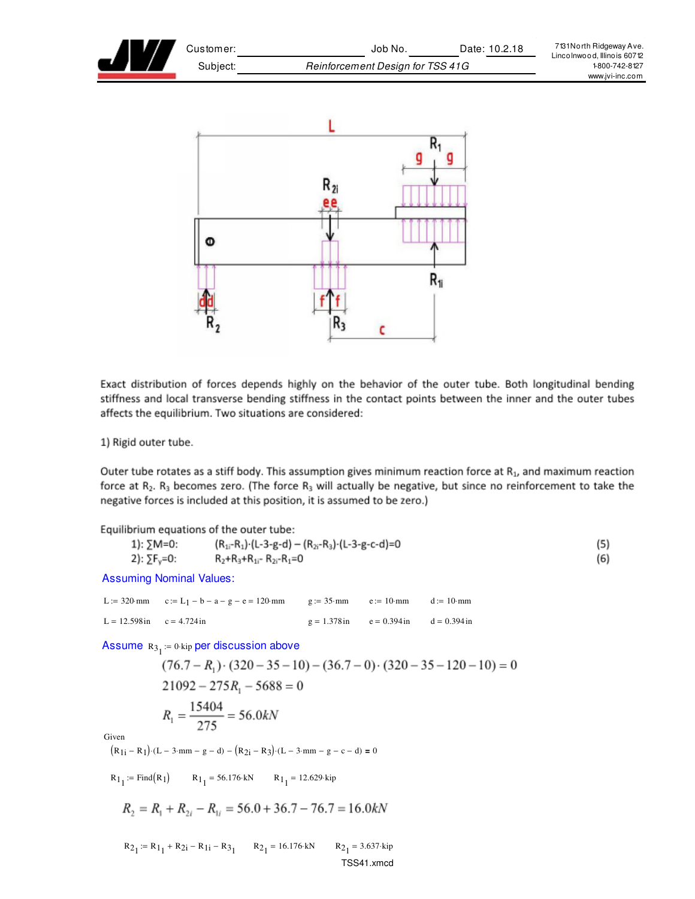Exact distribution of forces depends highly on the behavior of the outer tube. Both longitudinal bending stiffness and local transverse bending stiffness in the contact points between the inner and the outer tubes affects the equilibrium. Two situations are considered:

1) Rigid outer tube.

Outer tube rotates as a stiff body. This assumption gives minimum reaction force at $R_1$, and maximum reaction force at $R_2$. $R_3$ becomes zero. (The force $R_3$ will actually be negative, but since no reinforcement to take the negative forces is included at this position, it is assumed to be zero.)

Equilibrium equations of the outer tube:

1): $\sum M=0$: $(R_{1i}-R_1)\cdot(L-3-g-d)-(R_{2i}-R_3)\cdot(L-3-g-c-d)=0$ (5)

2): $\sum F_y=0$: $R_2+R_3+R_{1i}-R_{2i}-R_1=0$ (6)

Assuming Nominal Values:

$L := 320\cdot mm$ $c := L_1 - b - a - g - e = 120\cdot mm$ $g := 35\cdot mm$ $e := 10\cdot mm$ $d := 10\cdot mm$

$L = 12.598\,in$ $c = 4.724\,in$ $g = 1.378\,in$ $e = 0.394\,in$ $d = 0.394\,in$

Assume $R3_1 := 0\cdot kip$ per discussion above

$$(76.7-R_1)\cdot(320-35-10)-(36.7-0)\cdot(320-35-120-10)=0$$

$$21092-275R_1-5688=0$$

$$R_1=\frac{15404}{275}=56.0kN$$

Given

$(R_{1i}-R_1)\cdot(L-3\cdot mm-g-d)-(R_{2i}-R_3)\cdot(L-3\cdot mm-g-c-d)=0$

$R1_1 := \mathrm{Find}(R_1)$ $R1_1 = 56.176\cdot kN$ $R1_1 = 12.629\cdot kip$

$$R_2=R_1+R_{2i}-R_{1i}=56.0+36.7-76.7=16.0kN$$

$R2_1 := R1_1 + R_{2i} - R_{1i} - R3_1$ $R2_1 = 16.176\cdot kN$ $R2_1 = 3.637\cdot kip$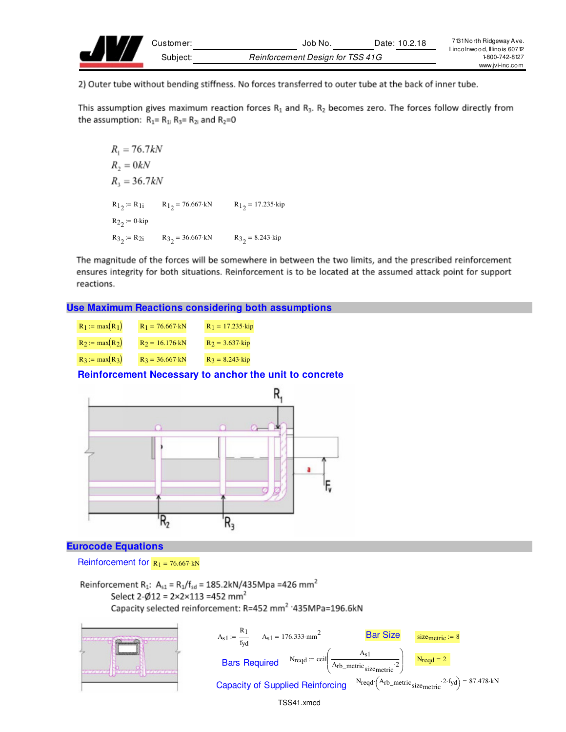2) Outer tube without bending stiffness. No forces transferred to outer tube at the back of inner tube.

This assumption gives maximum reaction forces $R_1$ and $R_3$. $R_2$ becomes zero. The forces follow directly from the assumption: $R_1 = R_{1i}$ $R_3 = R_{2i}$ and $R_2 = 0$

$$R_1 = 76.7kN$$
$$R_2 = 0kN$$
$$R_3 = 36.7kN$$

$R1_2 := R_{1i}$ $\quad R1_2 = 76.667 \cdot kN$ $\quad R1_2 = 17.235 \cdot kip$

$R2_2 := 0 \cdot kip$

$R3_2 := R_{2i}$ $\quad R3_2 = 36.667 \cdot kN$ $\quad R3_2 = 8.243 \cdot kip$

The magnitude of the forces will be somewhere in between the two limits, and the prescribed reinforcement ensures integrity for both situations. Reinforcement is to be located at the assumed attack point for support reactions.

## Use Maximum Reactions considering both assumptions

$R_1 := \max(R_1)$ $\quad R_1 = 76.667 \cdot kN$ $\quad R_1 = 17.235 \cdot kip$

$R_2 := \max(R_2)$ $\quad R_2 = 16.176 \cdot kN$ $\quad R_2 = 3.637 \cdot kip$

$R_3 := \max(R_3)$ $\quad R_3 = 36.667 \cdot kN$ $\quad R_3 = 8.243 \cdot kip$

### Reinforcement Necessary to anchor the unit to concrete

R1, R2, R3, a, Fv

## Eurocode Equations

### Reinforcement for $R_1 = 76.667 \cdot kN$

Reinforcement $R_1$: $A_{s1} = R_1/f_{sd} = 185.2kN/435Mpa = 426\ mm^2$

Select 2-Ø12 = 2×2×113 =452 mm²

Capacity selected reinforcement: R=452 mm² ·435MPa=196.6kN

$A_{s1} := \dfrac{R_1}{fyd}$ $\quad A_{s1} = 176.333 \cdot mm^2$ $\quad$ **Bar Size** $\quad size_{metric} := 8$

**Bars Required** $\quad N_{reqd} := ceil\left(\dfrac{A_{s1}}{A_{rb\_metric}{}_{size_{metric}} \cdot 2}\right)$ $\quad N_{reqd} = 2$

**Capacity of Supplied Reinforcing** $\quad N_{reqd} \cdot \left(A_{rb\_metric}{}_{size_{metric}} \cdot 2 \cdot fyd\right) = 87.478 \cdot kN$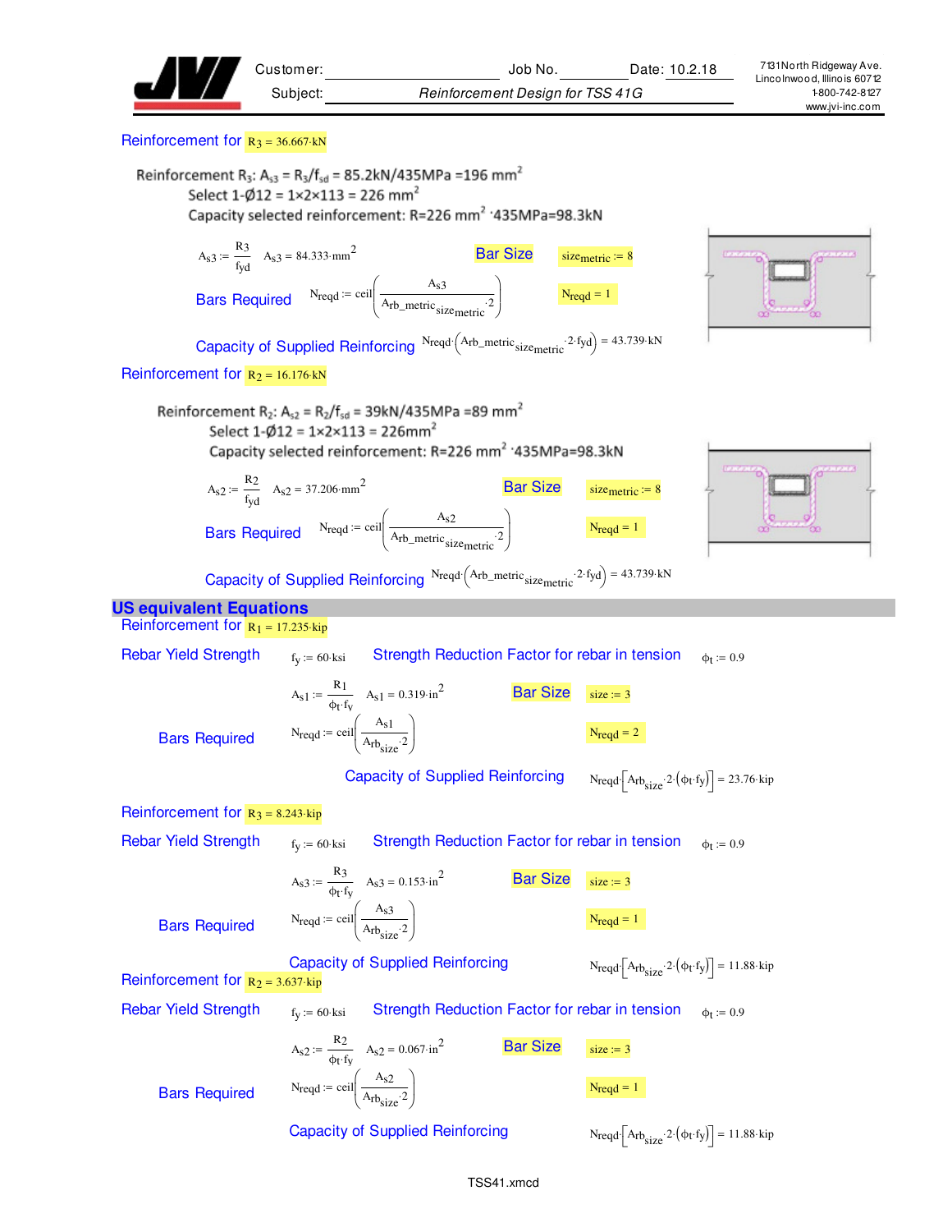Reinforcement for $R_3 = 36.667 \cdot kN$

Reinforcement $R_3$: $A_{s3} = R_3/f_{sd} = 85.2kN/435MPa = 196\ mm^2$

Select 1-Ø12 = 1×2×113 = 226 $mm^2$

Capacity selected reinforcement: R=226 $mm^2$ ·435MPa=98.3kN

$A_{s3} := \frac{R3}{fyd}$ $A_{s3} = 84.333 \cdot mm^2$

**Bar Size** $size_{metric} := 8$

**Bars Required** $N_{reqd} := ceil\left(\frac{A_{s3}}{Arb\_metric_{size_{metric}} \cdot 2}\right)$ $N_{reqd} = 1$

**Capacity of Supplied Reinforcing** $N_{reqd} \cdot \left(Arb\_metric_{size_{metric}} \cdot 2 \cdot fyd\right) = 43.739 \cdot kN$

Reinforcement for $R_2 = 16.176 \cdot kN$

Reinforcement $R_2$: $A_{s2} = R_2/f_{sd} = 39kN/435MPa = 89\ mm^2$

Select 1-Ø12 = 1×2×113 = 226$mm^2$

Capacity selected reinforcement: R=226 $mm^2$ ·435MPa=98.3kN

$A_{s2} := \frac{R2}{fyd}$ $A_{s2} = 37.206 \cdot mm^2$

**Bar Size** $size_{metric} := 8$

**Bars Required** $N_{reqd} := ceil\left(\frac{A_{s2}}{Arb\_metric_{size_{metric}} \cdot 2}\right)$ $N_{reqd} = 1$

**Capacity of Supplied Reinforcing** $N_{reqd} \cdot \left(Arb\_metric_{size_{metric}} \cdot 2 \cdot fyd\right) = 43.739 \cdot kN$

## US equivalent Equations

Reinforcement for $R_1 = 17.235 \cdot kip$

**Rebar Yield Strength** $f_y := 60 \cdot ksi$ **Strength Reduction Factor for rebar in tension** $\phi_t := 0.9$

$A_{s1} := \frac{R1}{\phi_t \cdot f_y}$ $A_{s1} = 0.319 \cdot in^2$

**Bar Size** $size := 3$

**Bars Required** $N_{reqd} := ceil\left(\frac{A_{s1}}{Arb_{size} \cdot 2}\right)$ $N_{reqd} = 2$

**Capacity of Supplied Reinforcing** $N_{reqd} \cdot \left[Arb_{size} \cdot 2 \cdot \left(\phi_t \cdot f_y\right)\right] = 23.76 \cdot kip$

Reinforcement for $R_3 = 8.243 \cdot kip$

**Rebar Yield Strength** $f_y := 60 \cdot ksi$ **Strength Reduction Factor for rebar in tension** $\phi_t := 0.9$

$A_{s3} := \frac{R3}{\phi_t \cdot f_y}$ $A_{s3} = 0.153 \cdot in^2$

**Bar Size** $size := 3$

**Bars Required** $N_{reqd} := ceil\left(\frac{A_{s3}}{Arb_{size} \cdot 2}\right)$ $N_{reqd} = 1$

**Capacity of Supplied Reinforcing** $N_{reqd} \cdot \left[Arb_{size} \cdot 2 \cdot \left(\phi_t \cdot f_y\right)\right] = 11.88 \cdot kip$

Reinforcement for $R_2 = 3.637 \cdot kip$

**Rebar Yield Strength** $f_y := 60 \cdot ksi$ **Strength Reduction Factor for rebar in tension** $\phi_t := 0.9$

$A_{s2} := \frac{R2}{\phi_t \cdot f_y}$ $A_{s2} = 0.067 \cdot in^2$

**Bar Size** $size := 3$

**Bars Required** $N_{reqd} := ceil\left(\frac{A_{s2}}{Arb_{size} \cdot 2}\right)$ $N_{reqd} = 1$

**Capacity of Supplied Reinforcing** $N_{reqd} \cdot \left[Arb_{size} \cdot 2 \cdot \left(\phi_t \cdot f_y\right)\right] = 11.88 \cdot kip$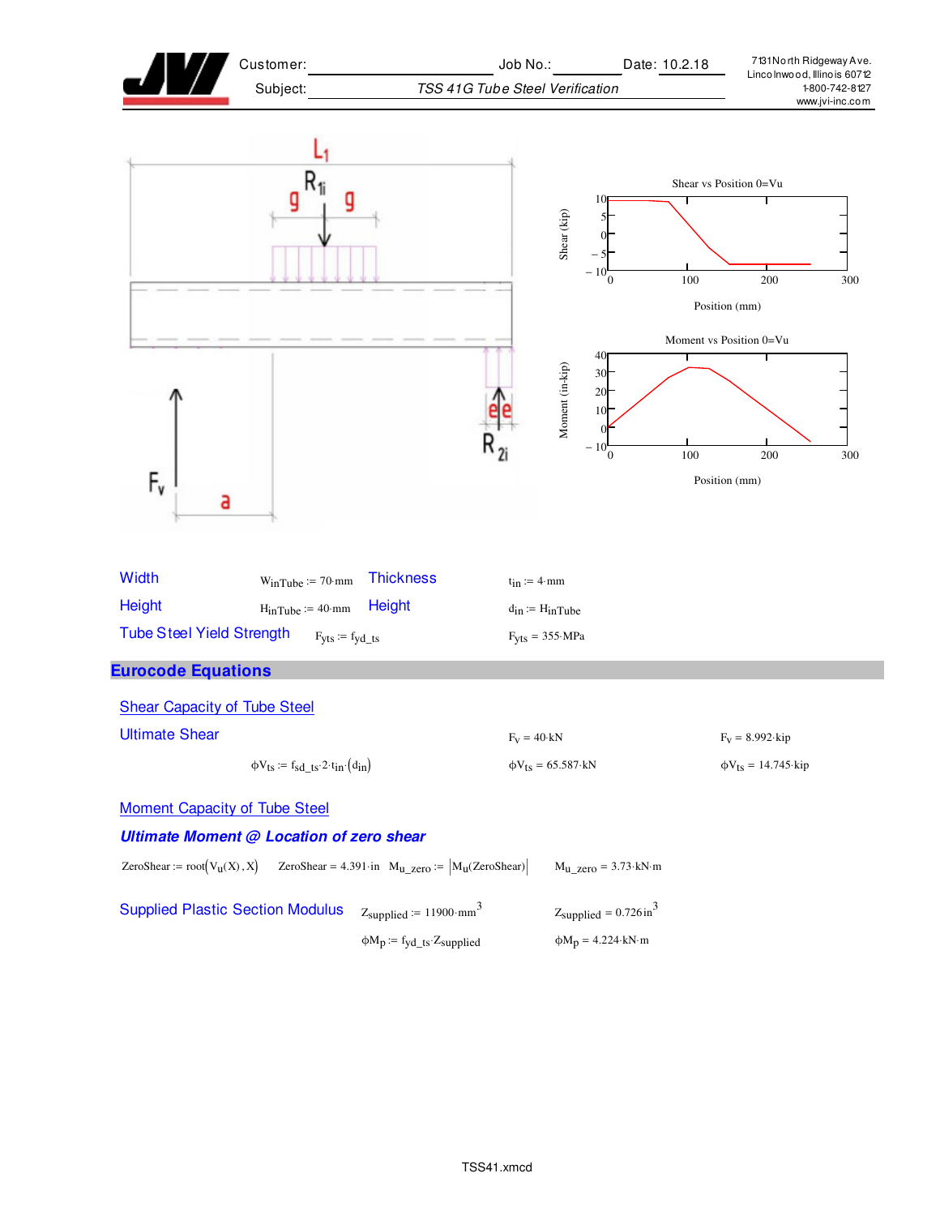Customer: Job No.: Date: 10.2.18

Subject: *TSS 41G Tube Steel Verification*

7131 North Ridgeway Ave.
Lincolnwood, Illinois 60712
1-800-742-8127
www.jvi-inc.com

| | | | |
|---|---|---|---|
| Width | $W_{inTube} := 70 \cdot mm$ | Thickness | $t_{in} := 4 \cdot mm$ |
| Height | $H_{inTube} := 40 \cdot mm$ | Height | $d_{in} := H_{inTube}$ |
| Tube Steel Yield Strength | $F_{yts} := f_{yd\_ts}$ | | $F_{yts} = 355 \cdot MPa$ |

## Eurocode Equations

### Shear Capacity of Tube Steel

Ultimate Shear $\quad F_v = 40 \cdot kN \quad F_v = 8.992 \cdot kip$

$\phi V_{ts} := f_{sd\_ts} \cdot 2 \cdot t_{in} \cdot (d_{in}) \quad \phi V_{ts} = 65.587 \cdot kN \quad \phi V_{ts} = 14.745 \cdot kip$

### Moment Capacity of Tube Steel

***Ultimate Moment @ Location of zero shear***

$ZeroShear := root(V_u(X), X) \quad ZeroShear = 4.391 \cdot in \quad M_{u\_zero} := |M_u(ZeroShear)| \quad M_{u\_zero} = 3.73 \cdot kN \cdot m$

Supplied Plastic Section Modulus $\quad Z_{supplied} := 11900 \cdot mm^3 \quad Z_{supplied} = 0.726 \, in^3$

$\phi M_p := f_{yd\_ts} \cdot Z_{supplied} \quad \phi M_p = 4.224 \cdot kN \cdot m$

TSS41.xmcd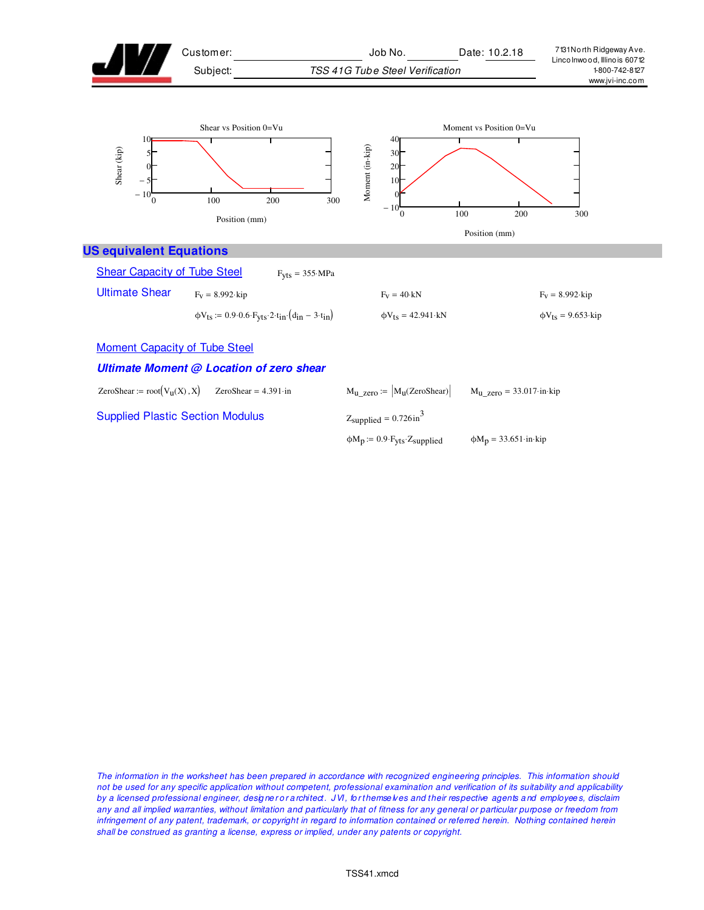Shear vs Position 0=Vu

Shear (kip)

10
5
0
− 5
− 10

0 100 200 300

Position (mm)

Moment vs Position 0=Vu

Moment (in-kip)

40
30
20
10
0
− 10

0 100 200 300

Position (mm)

## US equivalent Equations

**Shear Capacity of Tube Steel** $F_{yts} = 355 \cdot MPa$

**Ultimate Shear**

$F_v = 8.992 \cdot kip$ $F_v = 40 \cdot kN$ $F_v = 8.992 \cdot kip$

$\phi V_{ts} := 0.9 \cdot 0.6 \cdot F_{yts} \cdot 2 \cdot t_{in} \cdot \left(d_{in} - 3 \cdot t_{in}\right)$ $\phi V_{ts} = 42.941 \cdot kN$ $\phi V_{ts} = 9.653 \cdot kip$

**Moment Capacity of Tube Steel**

***Ultimate Moment @ Location of zero shear***

$ZeroShear := root\left(V_u(X), X\right)$ $ZeroShear = 4.391 \cdot in$ $M_{u\_zero} := \left|M_u(ZeroShear)\right|$ $M_{u\_zero} = 33.017 \cdot in \cdot kip$

**Supplied Plastic Section Modulus**

$Z_{supplied} = 0.726 in^3$

$\phi M_p := 0.9 \cdot F_{yts} \cdot Z_{supplied}$ $\phi M_p = 33.651 \cdot in \cdot kip$

*The information in the worksheet has been prepared in accordance with recognized engineering principles. This information should not be used for any specific application without competent, professional examination and verification of its suitability and applicability by a licensed professional engineer, designer or architect. JVI, for themselves and their respective agents and employees, disclaim any and all implied warranties, without limitation and particularly that of fitness for any general or particular purpose or freedom from infringement of any patent, trademark, or copyright in regard to information contained or referred herein. Nothing contained herein shall be construed as granting a license, express or implied, under any patents or copyright.*